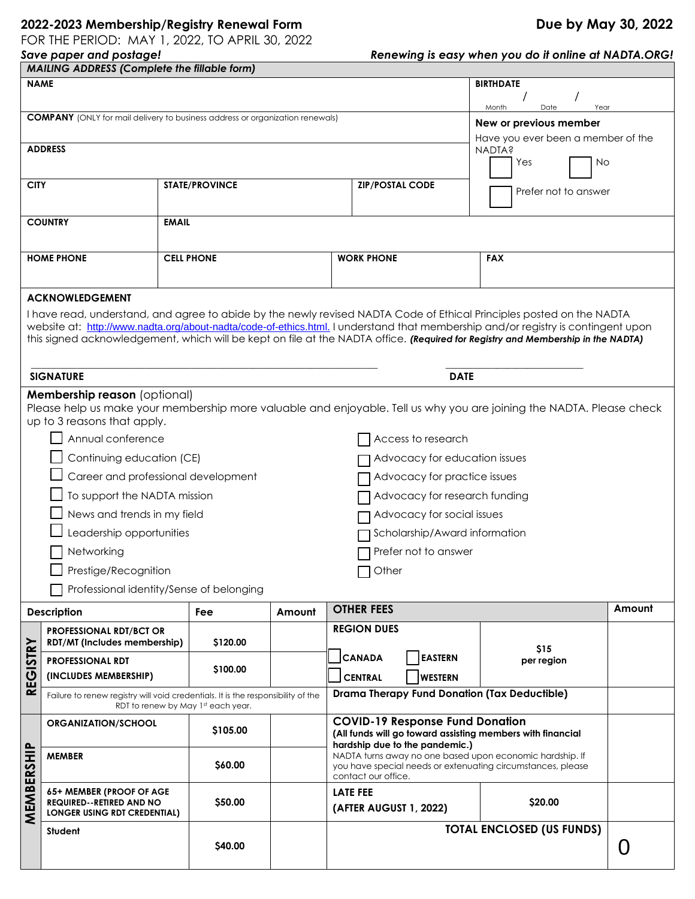**2022-2023 Membership/Registry Renewal Form** **Due by May 30, 2022**

FOR THE PERIOD: MAY 1, 2022, TO APRIL 30, 2022

***Save paper and postage!*** ***Renewing is easy when you do it online at NADTA.ORG!***

| *MAILING ADDRESS (Complete the fillable form)* | | | |
|---|---|---|---|
| **NAME** | | | **BIRTHDATE** / / Month Date Year |
| **COMPANY** (ONLY for mail delivery to business address or organization renewals) | | | **New or previous member** Have you ever been a member of the NADTA? ☐ Yes ☐ No ☐ Prefer not to answer |
| **ADDRESS** | | | |
| **CITY** | **STATE/PROVINCE** | **ZIP/POSTAL CODE** | |
| **COUNTRY** | **EMAIL** | | |
| **HOME PHONE** | **CELL PHONE** | **WORK PHONE** | **FAX** |

**ACKNOWLEDGEMENT**

I have read, understand, and agree to abide by the newly revised NADTA Code of Ethical Principles posted on the NADTA website at: http://www.nadta.org/about-nadta/code-of-ethics.html. I understand that membership and/or registry is contingent upon this signed acknowledgement, which will be kept on file at the NADTA office. ***(Required for Registry and Membership in the NADTA)***

**SIGNATURE** ____________________ **DATE** ____________________

**Membership reason** (optional)

Please help us make your membership more valuable and enjoyable. Tell us why you are joining the NADTA. Please check up to 3 reasons that apply.

- ☐ Annual conference
- ☐ Continuing education (CE)
- ☐ Career and professional development
- ☐ To support the NADTA mission
- ☐ News and trends in my field
- ☐ Leadership opportunities
- ☐ Networking
- ☐ Prestige/Recognition
- ☐ Professional identity/Sense of belonging
- ☐ Access to research
- ☐ Advocacy for education issues
- ☐ Advocacy for practice issues
- ☐ Advocacy for research funding
- ☐ Advocacy for social issues
- ☐ Scholarship/Award information
- ☐ Prefer not to answer
- ☐ Other

| | Description | Fee | Amount |
|---|---|---|---|
| **REGISTRY** | **PROFESSIONAL RDT/BCT OR RDT/MT (Includes membership)** | **$120.00** | |
| | **PROFESSIONAL RDT (INCLUDES MEMBERSHIP)** | **$100.00** | |
| | Failure to renew registry will void credentials. It is the responsibility of the RDT to renew by May 1st each year. | | |
| **MEMBERSHIP** | **ORGANIZATION/SCHOOL** | **$105.00** | |
| | **MEMBER** | **$60.00** | |
| | **65+ MEMBER (PROOF OF AGE REQUIRED--RETIRED AND NO LONGER USING RDT CREDENTIAL)** | **$50.00** | |
| | **Student** | **$40.00** | |

| OTHER FEES | | Amount |
|---|---|---|
| **REGION DUES** ☐ CANADA ☐ EASTERN ☐ CENTRAL ☐ WESTERN | **$15 per region** | |
| **Drama Therapy Fund Donation (Tax Deductible)** | | |
| **COVID-19 Response Fund Donation (All funds will go toward assisting members with financial hardship due to the pandemic.)** NADTA turns away no one based upon economic hardship. If you have special needs or extenuating circumstances, please contact our office. | | |
| **LATE FEE (AFTER AUGUST 1, 2022)** | **$20.00** | |
| **TOTAL ENCLOSED (US FUNDS)** | | 0 |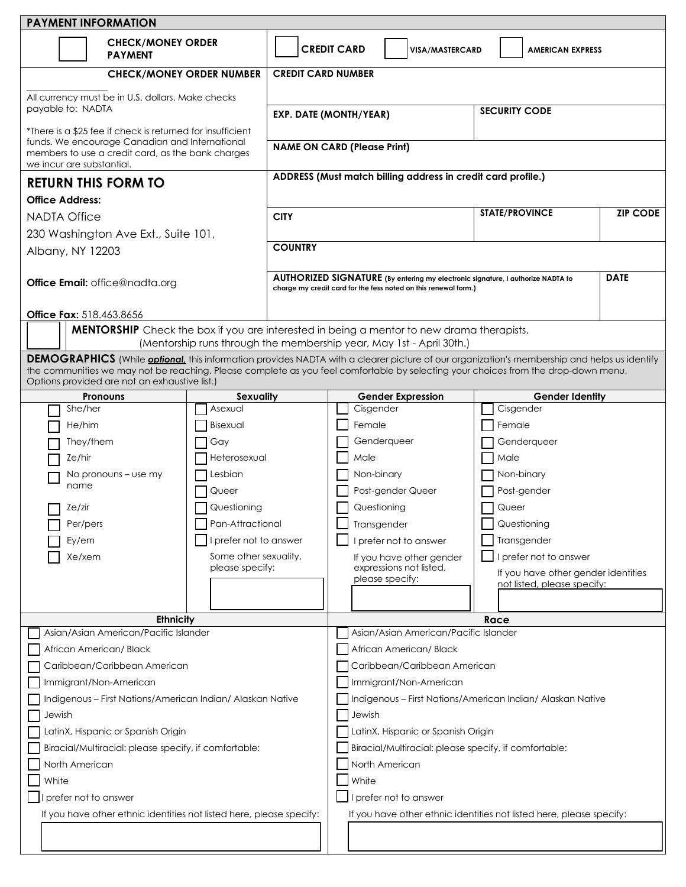## PAYMENT INFORMATION

☐ **CHECK/MONEY ORDER PAYMENT**

☐ **CREDIT CARD** ☐ **VISA/MASTERCARD** ☐ **AMERICAN EXPRESS**

**CHECK/MONEY ORDER NUMBER**

\_\_\_\_\_\_\_\_\_\_\_\_\_\_\_\_

All currency must be in U.S. dollars. Make checks payable to: NADTA

*There is a $25 fee if check is returned for insufficient funds. We encourage Canadian and International members to use a credit card, as the bank charges we incur are substantial.

| | |
|---|---|
| **CREDIT CARD NUMBER** | |
| **EXP. DATE (MONTH/YEAR)** | **SECURITY CODE** |
| **NAME ON CARD (Please Print)** | |
| **ADDRESS (Must match billing address in credit card profile.)** | |
| **CITY** | **STATE/PROVINCE** / **ZIP CODE** |
| **COUNTRY** | |
| **AUTHORIZED SIGNATURE** (By entering my electronic signature, I authorize NADTA to charge my credit card for the fess noted on this renewal form.) | **DATE** |

## RETURN THIS FORM TO

**Office Address:**

NADTA Office
230 Washington Ave Ext., Suite 101,
Albany, NY 12203

**Office Email:** office@nadta.org

**Office Fax:** 518.463.8656

☐ **MENTORSHIP** Check the box if you are interested in being a mentor to new drama therapists. (Mentorship runs through the membership year, May 1st - April 30th.)

**DEMOGRAPHICS** (While ***optional***, this information provides NADTA with a clearer picture of our organization's membership and helps us identify the communities we may not be reaching. Please complete as you feel comfortable by selecting your choices from the drop-down menu. Options provided are not an exhaustive list.)

| Pronouns | Sexuality | Gender Expression | Gender Identity |
|---|---|---|---|
| ☐ She/her | ☐ Asexual | ☐ Cisgender | ☐ Cisgender |
| ☐ He/him | ☐ Bisexual | ☐ Female | ☐ Female |
| ☐ They/them | ☐ Gay | ☐ Genderqueer | ☐ Genderqueer |
| ☐ Ze/hir | ☐ Heterosexual | ☐ Male | ☐ Male |
| ☐ No pronouns – use my name | ☐ Lesbian | ☐ Non-binary | ☐ Non-binary |
| | ☐ Queer | ☐ Post-gender Queer | ☐ Post-gender |
| ☐ Ze/zir | ☐ Questioning | ☐ Questioning | ☐ Queer |
| ☐ Per/pers | ☐ Pan-Attractional | ☐ Transgender | ☐ Questioning |
| ☐ Ey/em | ☐ I prefer not to answer | ☐ I prefer not to answer | ☐ Transgender |
| ☐ Xe/xem | Some other sexuality, please specify: | If you have other gender expressions not listed, please specify: | ☐ I prefer not to answer |
| | | | If you have other gender identities not listed, please specify: |

| Ethnicity | Race |
|---|---|
| ☐ Asian/Asian American/Pacific Islander | ☐ Asian/Asian American/Pacific Islander |
| ☐ African American/ Black | ☐ African American/ Black |
| ☐ Caribbean/Caribbean American | ☐ Caribbean/Caribbean American |
| ☐ Immigrant/Non-American | ☐ Immigrant/Non-American |
| ☐ Indigenous – First Nations/American Indian/ Alaskan Native | ☐ Indigenous – First Nations/American Indian/ Alaskan Native |
| ☐ Jewish | ☐ Jewish |
| ☐ LatinX, Hispanic or Spanish Origin | ☐ LatinX, Hispanic or Spanish Origin |
| ☐ Biracial/Multiracial: please specify, if comfortable: | ☐ Biracial/Multiracial: please specify, if comfortable: |
| ☐ North American | ☐ North American |
| ☐ White | ☐ White |
| ☐ I prefer not to answer | ☐ I prefer not to answer |
| If you have other ethnic identities not listed here, please specify: | If you have other ethnic identities not listed here, please specify: |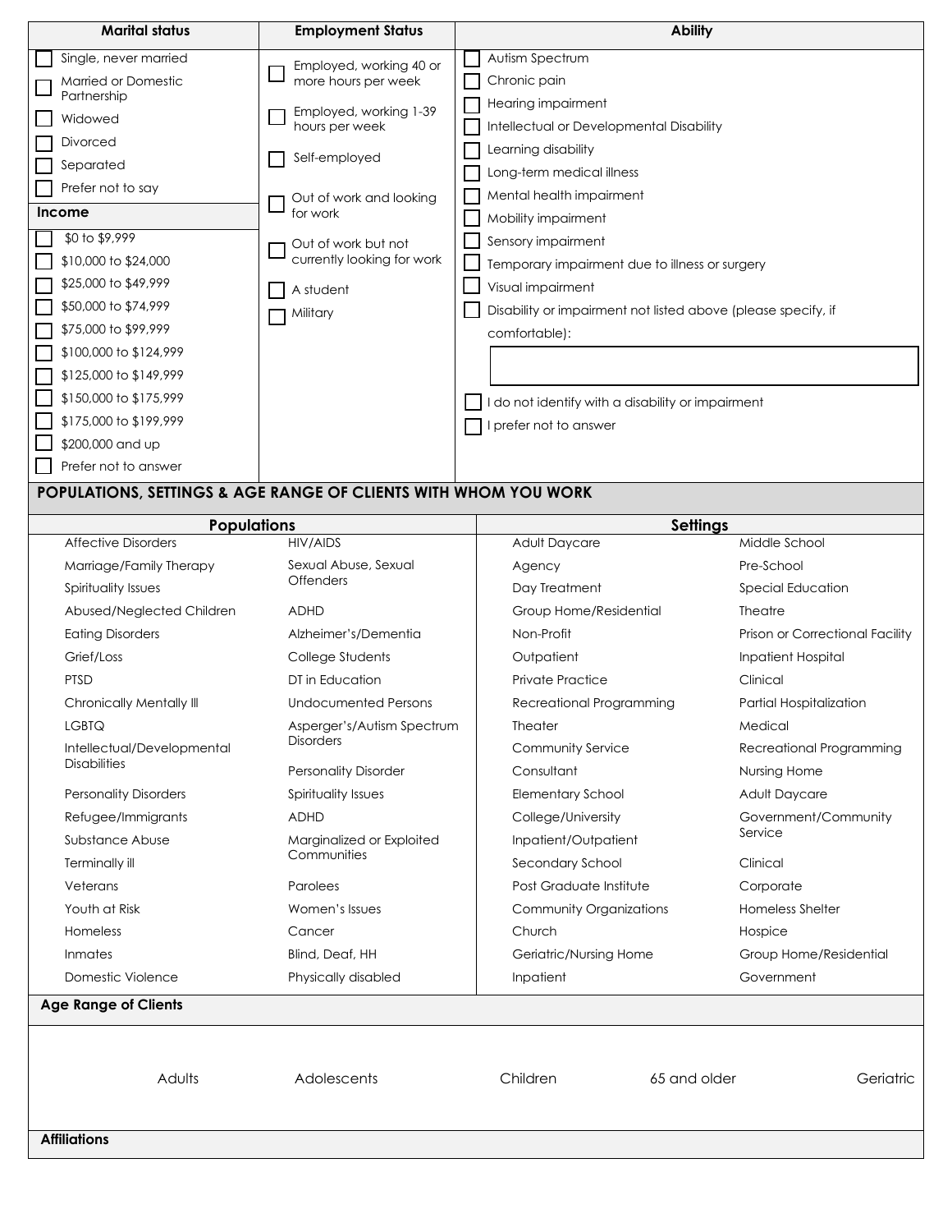| Marital status | Employment Status | Ability |
|---|---|---|
| ☐ Single, never married | ☐ Employed, working 40 or more hours per week | ☐ Autism Spectrum |
| ☐ Married or Domestic Partnership | ☐ Employed, working 1-39 hours per week | ☐ Chronic pain |
| ☐ Widowed | ☐ Self-employed | ☐ Hearing impairment |
| ☐ Divorced | ☐ Out of work and looking for work | ☐ Intellectual or Developmental Disability |
| ☐ Separated | ☐ Out of work but not currently looking for work | ☐ Learning disability |
| ☐ Prefer not to say | ☐ A student | ☐ Long-term medical illness |
| **Income** | ☐ Military | ☐ Mental health impairment |
| ☐ $0 to $9,999 | | ☐ Mobility impairment |
| ☐ $10,000 to $24,000 | | ☐ Sensory impairment |
| ☐ $25,000 to $49,999 | | ☐ Temporary impairment due to illness or surgery |
| ☐ $50,000 to $74,999 | | ☐ Visual impairment |
| ☐ $75,000 to $99,999 | | ☐ Disability or impairment not listed above (please specify, if comfortable): |
| ☐ $100,000 to $124,999 | | |
| ☐ $125,000 to $149,999 | | ☐ I do not identify with a disability or impairment |
| ☐ $150,000 to $175,999 | | ☐ I prefer not to answer |
| ☐ $175,000 to $199,999 | | |
| ☐ $200,000 and up | | |
| ☐ Prefer not to answer | | |

## POPULATIONS, SETTINGS & AGE RANGE OF CLIENTS WITH WHOM YOU WORK

| Populations | | Settings | |
|---|---|---|---|
| Affective Disorders | HIV/AIDS | Adult Daycare | Middle School |
| Marriage/Family Therapy | Sexual Abuse, Sexual Offenders | Agency | Pre-School |
| Spirituality Issues | | Day Treatment | Special Education |
| Abused/Neglected Children | ADHD | Group Home/Residential | Theatre |
| Eating Disorders | Alzheimer's/Dementia | Non-Profit | Prison or Correctional Facility |
| Grief/Loss | College Students | Outpatient | Inpatient Hospital |
| PTSD | DT in Education | Private Practice | Clinical |
| Chronically Mentally Ill | Undocumented Persons | Recreational Programming | Partial Hospitalization |
| LGBTQ | Asperger's/Autism Spectrum Disorders | Theater | Medical |
| Intellectual/Developmental Disabilities | | Community Service | Recreational Programming |
| | Personality Disorder | Consultant | Nursing Home |
| Personality Disorders | Spirituality Issues | Elementary School | Adult Daycare |
| Refugee/Immigrants | ADHD | College/University | Government/Community Service |
| Substance Abuse | Marginalized or Exploited Communities | Inpatient/Outpatient | |
| Terminally ill | | Secondary School | Clinical |
| Veterans | Parolees | Post Graduate Institute | Corporate |
| Youth at Risk | Women's Issues | Community Organizations | Homeless Shelter |
| Homeless | Cancer | Church | Hospice |
| Inmates | Blind, Deaf, HH | Geriatric/Nursing Home | Group Home/Residential |
| Domestic Violence | Physically disabled | Inpatient | Government |

**Age Range of Clients**

Adults    Adolescents    Children    65 and older    Geriatric

**Affiliations**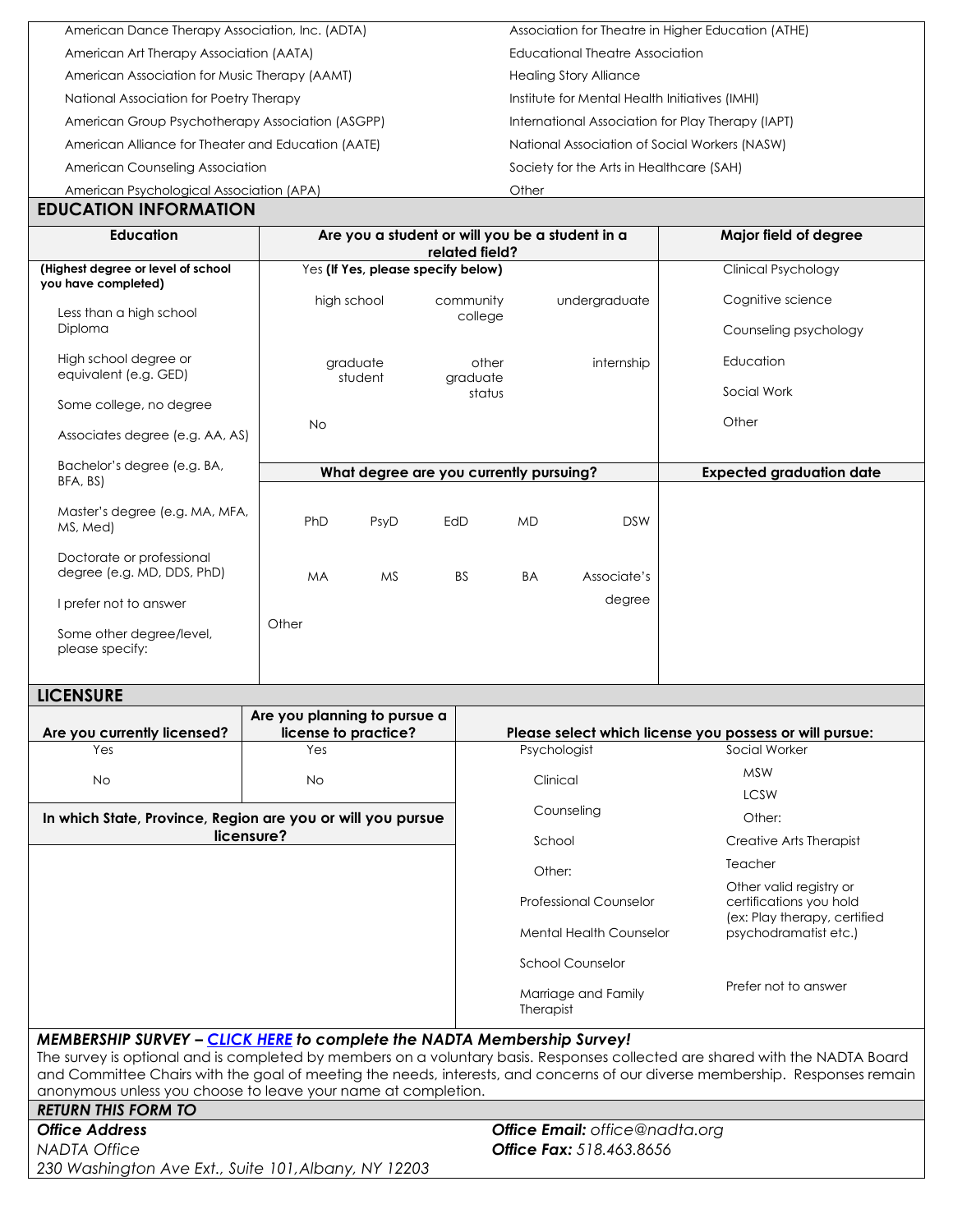| | |
|---|---|
| American Dance Therapy Association, Inc. (ADTA) | Association for Theatre in Higher Education (ATHE) |
| American Art Therapy Association (AATA) | Educational Theatre Association |
| American Association for Music Therapy (AAMT) | Healing Story Alliance |
| National Association for Poetry Therapy | Institute for Mental Health Initiatives (IMHI) |
| American Group Psychotherapy Association (ASGPP) | International Association for Play Therapy (IAPT) |
| American Alliance for Theater and Education (AATE) | National Association of Social Workers (NASW) |
| American Counseling Association | Society for the Arts in Healthcare (SAH) |
| American Psychological Association (APA) | Other |

## EDUCATION INFORMATION

| Education | Are you a student or will you be a student in a related field? | Major field of degree |
|---|---|---|
| **(Highest degree or level of school you have completed)** | Yes **(If Yes, please specify below)** | Clinical Psychology |
| Less than a high school Diploma | high school / community college / undergraduate | Cognitive science |
| High school degree or equivalent (e.g. GED) | graduate student / other graduate status / internship | Counseling psychology |
| Some college, no degree | No | Education |
| Associates degree (e.g. AA, AS) | | Social Work |
| | | Other |

| | What degree are you currently pursuing? | Expected graduation date |
|---|---|---|
| Bachelor's degree (e.g. BA, BFA, BS) | | |
| Master's degree (e.g. MA, MFA, MS, Med) | PhD / PsyD / EdD / MD / DSW | |
| Doctorate or professional degree (e.g. MD, DDS, PhD) | MA / MS / BS / BA / Associate's degree | |
| I prefer not to answer | | |
| Some other degree/level, please specify: | Other | |

## LICENSURE

| Are you currently licensed? | Are you planning to pursue a license to practice? | Please select which license you possess or will pursue: | |
|---|---|---|---|
| Yes | Yes | Psychologist | Social Worker |
| No | No | Clinical | MSW |
| | | | LCSW |
| **In which State, Province, Region are you or will you pursue licensure?** | | Counseling | Other: |
| | | School | Creative Arts Therapist |
| | | Other: | Teacher |
| | | Professional Counselor | Other valid registry or certifications you hold (ex: Play therapy, certified psychodramatist etc.) |
| | | Mental Health Counselor | |
| | | School Counselor | |
| | | Marriage and Family Therapist | Prefer not to answer |

***MEMBERSHIP SURVEY – CLICK HERE to complete the NADTA Membership Survey!***

The survey is optional and is completed by members on a voluntary basis. Responses collected are shared with the NADTA Board and Committee Chairs with the goal of meeting the needs, interests, and concerns of our diverse membership. Responses remain anonymous unless you choose to leave your name at completion.

***RETURN THIS FORM TO***

***Office Address***
*NADTA Office*
*230 Washington Ave Ext., Suite 101,Albany, NY 12203*

***Office Email:*** *office@nadta.org*
***Office Fax:*** *518.463.8656*